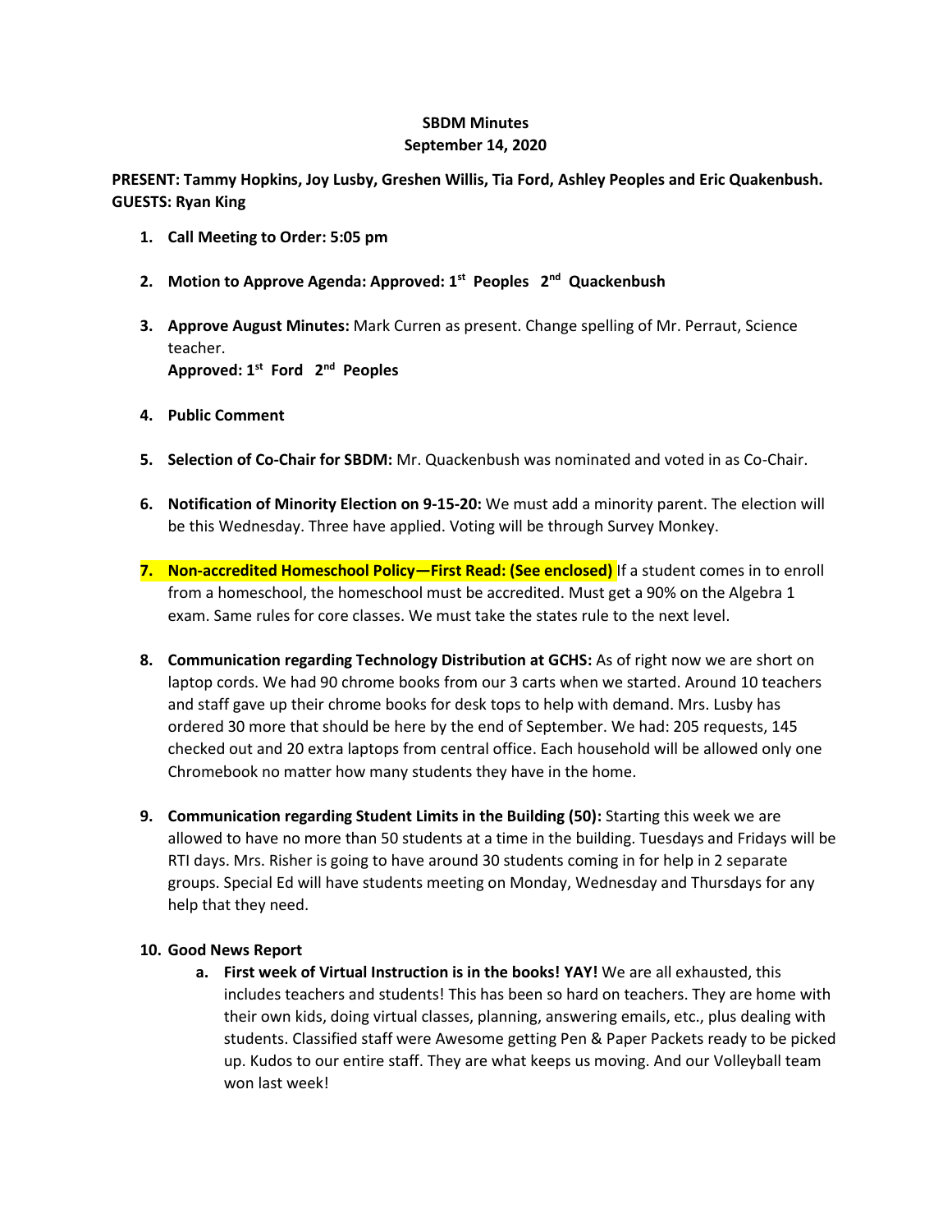**SBDM Minutes**
**September 14, 2020**

**PRESENT: Tammy Hopkins, Joy Lusby, Greshen Willis, Tia Ford, Ashley Peoples and Eric Quakenbush. GUESTS: Ryan King**

1. **Call Meeting to Order: 5:05 pm**

2. **Motion to Approve Agenda: Approved: 1st Peoples 2nd Quackenbush**

3. **Approve August Minutes:** Mark Curren as present. Change spelling of Mr. Perraut, Science teacher.
   **Approved: 1st Ford 2nd Peoples**

4. **Public Comment**

5. **Selection of Co-Chair for SBDM:** Mr. Quackenbush was nominated and voted in as Co-Chair.

6. **Notification of Minority Election on 9-15-20:** We must add a minority parent. The election will be this Wednesday. Three have applied. Voting will be through Survey Monkey.

7. **Non-accredited Homeschool Policy—First Read: (See enclosed)** If a student comes in to enroll from a homeschool, the homeschool must be accredited. Must get a 90% on the Algebra 1 exam. Same rules for core classes. We must take the states rule to the next level.

8. **Communication regarding Technology Distribution at GCHS:** As of right now we are short on laptop cords. We had 90 chrome books from our 3 carts when we started. Around 10 teachers and staff gave up their chrome books for desk tops to help with demand. Mrs. Lusby has ordered 30 more that should be here by the end of September. We had: 205 requests, 145 checked out and 20 extra laptops from central office. Each household will be allowed only one Chromebook no matter how many students they have in the home.

9. **Communication regarding Student Limits in the Building (50):** Starting this week we are allowed to have no more than 50 students at a time in the building. Tuesdays and Fridays will be RTI days. Mrs. Risher is going to have around 30 students coming in for help in 2 separate groups. Special Ed will have students meeting on Monday, Wednesday and Thursdays for any help that they need.

10. **Good News Report**
    a. **First week of Virtual Instruction is in the books! YAY!** We are all exhausted, this includes teachers and students! This has been so hard on teachers. They are home with their own kids, doing virtual classes, planning, answering emails, etc., plus dealing with students. Classified staff were Awesome getting Pen & Paper Packets ready to be picked up. Kudos to our entire staff. They are what keeps us moving. And our Volleyball team won last week!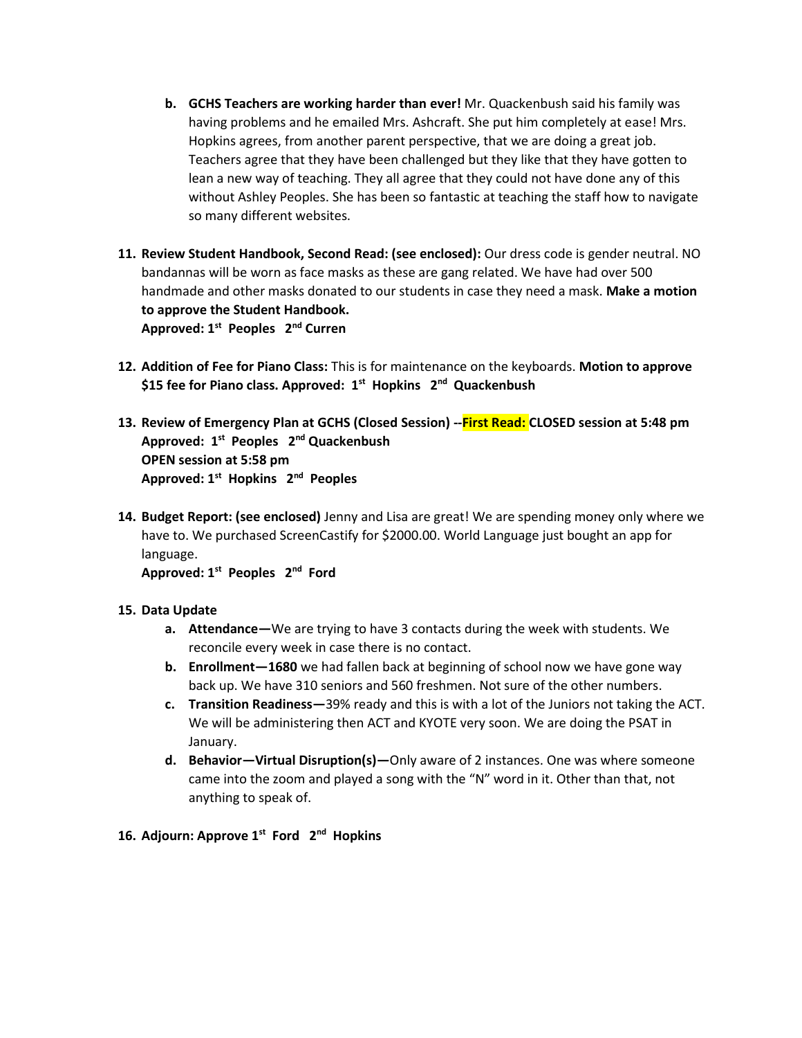b. **GCHS Teachers are working harder than ever!** Mr. Quackenbush said his family was having problems and he emailed Mrs. Ashcraft. She put him completely at ease! Mrs. Hopkins agrees, from another parent perspective, that we are doing a great job. Teachers agree that they have been challenged but they like that they have gotten to lean a new way of teaching. They all agree that they could not have done any of this without Ashley Peoples. She has been so fantastic at teaching the staff how to navigate so many different websites.

11. **Review Student Handbook, Second Read: (see enclosed):** Our dress code is gender neutral. NO bandannas will be worn as face masks as these are gang related. We have had over 500 handmade and other masks donated to our students in case they need a mask. **Make a motion to approve the Student Handbook.**
**Approved: 1st Peoples 2nd Curren**

12. **Addition of Fee for Piano Class:** This is for maintenance on the keyboards. **Motion to approve $15 fee for Piano class. Approved: 1st Hopkins 2nd Quackenbush**

13. **Review of Emergency Plan at GCHS (Closed Session) --First Read: CLOSED session at 5:48 pm**
**Approved: 1st Peoples 2nd Quackenbush**
**OPEN session at 5:58 pm**
**Approved: 1st Hopkins 2nd Peoples**

14. **Budget Report: (see enclosed)** Jenny and Lisa are great! We are spending money only where we have to. We purchased ScreenCastify for $2000.00. World Language just bought an app for language.
**Approved: 1st Peoples 2nd Ford**

15. **Data Update**
    a. **Attendance—**We are trying to have 3 contacts during the week with students. We reconcile every week in case there is no contact.
    b. **Enrollment—1680** we had fallen back at beginning of school now we have gone way back up. We have 310 seniors and 560 freshmen. Not sure of the other numbers.
    c. **Transition Readiness—**39% ready and this is with a lot of the Juniors not taking the ACT. We will be administering then ACT and KYOTE very soon. We are doing the PSAT in January.
    d. **Behavior—Virtual Disruption(s)—**Only aware of 2 instances. One was where someone came into the zoom and played a song with the "N" word in it. Other than that, not anything to speak of.

16. **Adjourn: Approve 1st Ford 2nd Hopkins**